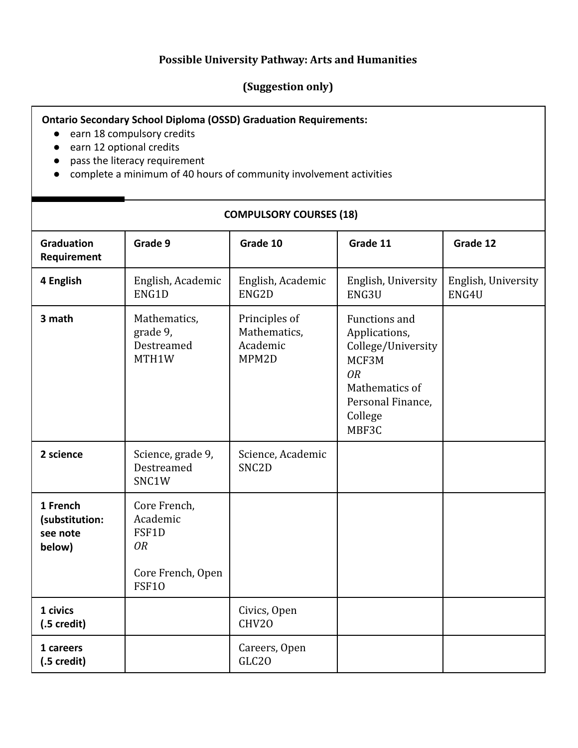**Possible University Pathway: Arts and Humanities**

**(Suggestion only)**

**Ontario Secondary School Diploma (OSSD) Graduation Requirements:**

- earn 18 compulsory credits
- earn 12 optional credits
- pass the literacy requirement
- complete a minimum of 40 hours of community involvement activities

**COMPULSORY COURSES (18)**

| Graduation Requirement | Grade 9 | Grade 10 | Grade 11 | Grade 12 |
|---|---|---|---|---|
| **4 English** | English, Academic ENG1D | English, Academic ENG2D | English, University ENG3U | English, University ENG4U |
| **3 math** | Mathematics, grade 9, Destreamed MTH1W | Principles of Mathematics, Academic MPM2D | Functions and Applications, College/University MCF3M *OR* Mathematics of Personal Finance, College MBF3C | |
| **2 science** | Science, grade 9, Destreamed SNC1W | Science, Academic SNC2D | | |
| **1 French (substitution: see note below)** | Core French, Academic FSF1D *OR* Core French, Open FSF1O | | | |
| **1 civics (.5 credit)** | | Civics, Open CHV2O | | |
| **1 careers (.5 credit)** | | Careers, Open GLC2O | | |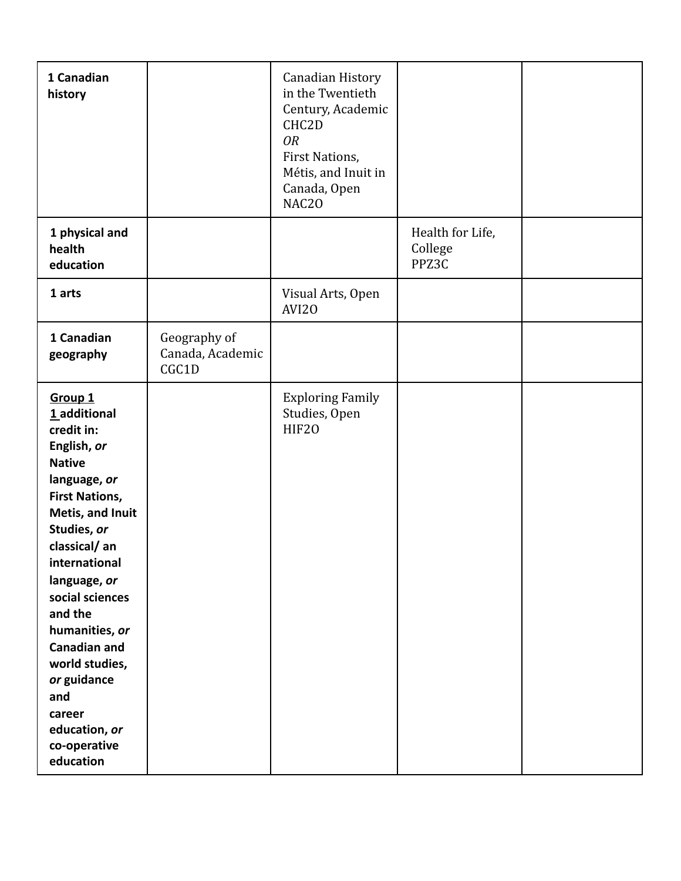| | | | | |
|---|---|---|---|---|
| **1 Canadian history** | | Canadian History in the Twentieth Century, Academic CHC2D *OR* First Nations, Métis, and Inuit in Canada, Open NAC2O | | |
| **1 physical and health education** | | | Health for Life, College PPZ3C | |
| **1 arts** | | Visual Arts, Open AVI2O | | |
| **1 Canadian geography** | Geography of Canada, Academic CGC1D | | | |
| **Group 1** **1 additional credit in: English, *or* Native language, *or* First Nations, Metis, and Inuit Studies, *or* classical/ an international language, *or* social sciences and the humanities, *or* Canadian and world studies, *or* guidance and career education, *or* co-operative education** | | Exploring Family Studies, Open HIF2O | | |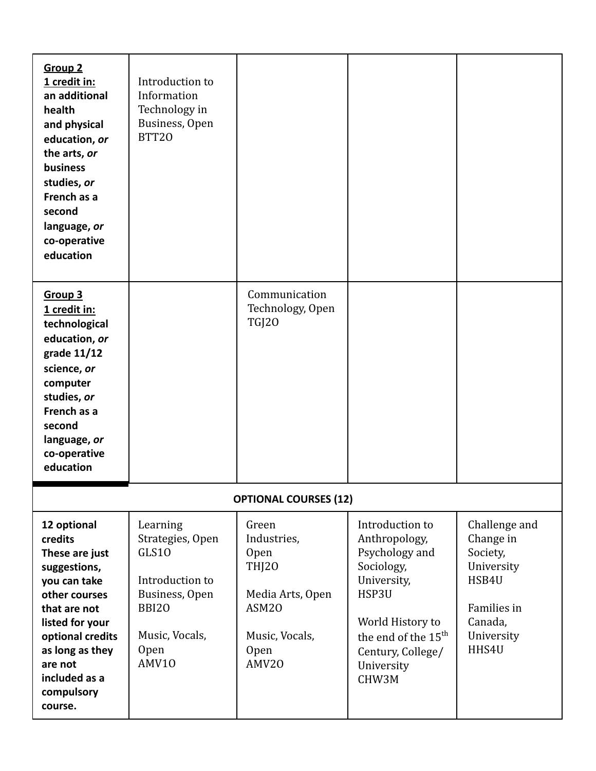| | | | | |
|---|---|---|---|---|
| **<u>Group 2</u>**<br>**<u>1 credit in:</u>**<br>**an additional health and physical education, *or* the arts, *or* business studies, *or* French as a second language, *or* co-operative education** | Introduction to Information Technology in Business, Open<br>BTT2O | | | |
| **<u>Group 3</u>**<br>**<u>1 credit in:</u>**<br>**technological education, *or* grade 11/12 science, *or* computer studies, *or* French as a second language, *or* co-operative education** | | Communication Technology, Open<br>TGJ2O | | |
| **OPTIONAL COURSES (12)** | | | | |
| **12 optional credits These are just suggestions, you can take other courses that are not listed for your optional credits as long as they are not included as a compulsory course.** | Learning Strategies, Open<br>GLS1O<br><br>Introduction to Business, Open<br>BBI2O<br><br>Music, Vocals, Open<br>AMV1O | Green Industries, Open<br>THJ2O<br><br>Media Arts, Open<br>ASM2O<br><br>Music, Vocals, Open<br>AMV2O | Introduction to Anthropology, Psychology and Sociology, University, HSP3U<br><br>World History to the end of the 15th Century, College/University<br>CHW3M | Challenge and Change in Society, University<br>HSB4U<br><br>Families in Canada, University<br>HHS4U |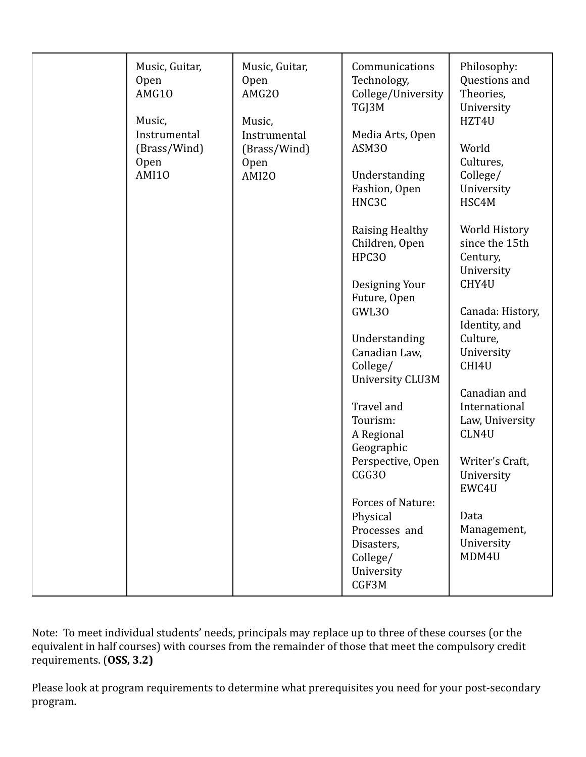| | | | | |
|---|---|---|---|---|
| | Music, Guitar, Open AMG1O<br><br>Music, Instrumental (Brass/Wind) Open AMI1O | Music, Guitar, Open AMG2O<br><br>Music, Instrumental (Brass/Wind) Open AMI2O | Communications Technology, College/University TGJ3M<br><br>Media Arts, Open ASM3O<br><br>Understanding Fashion, Open HNC3C<br><br>Raising Healthy Children, Open HPC3O<br><br>Designing Your Future, Open GWL3O<br><br>Understanding Canadian Law, College/ University CLU3M<br><br>Travel and Tourism: A Regional Geographic Perspective, Open CGG3O<br><br>Forces of Nature: Physical Processes and Disasters, College/ University CGF3M | Philosophy: Questions and Theories, University HZT4U<br><br>World Cultures, College/ University HSC4M<br><br>World History since the 15th Century, University CHY4U<br><br>Canada: History, Identity, and Culture, University CHI4U<br><br>Canadian and International Law, University CLN4U<br><br>Writer's Craft, University EWC4U<br><br>Data Management, University MDM4U |

Note: To meet individual students' needs, principals may replace up to three of these courses (or the equivalent in half courses) with courses from the remainder of those that meet the compulsory credit requirements. (**OSS, 3.2)**

Please look at program requirements to determine what prerequisites you need for your post-secondary program.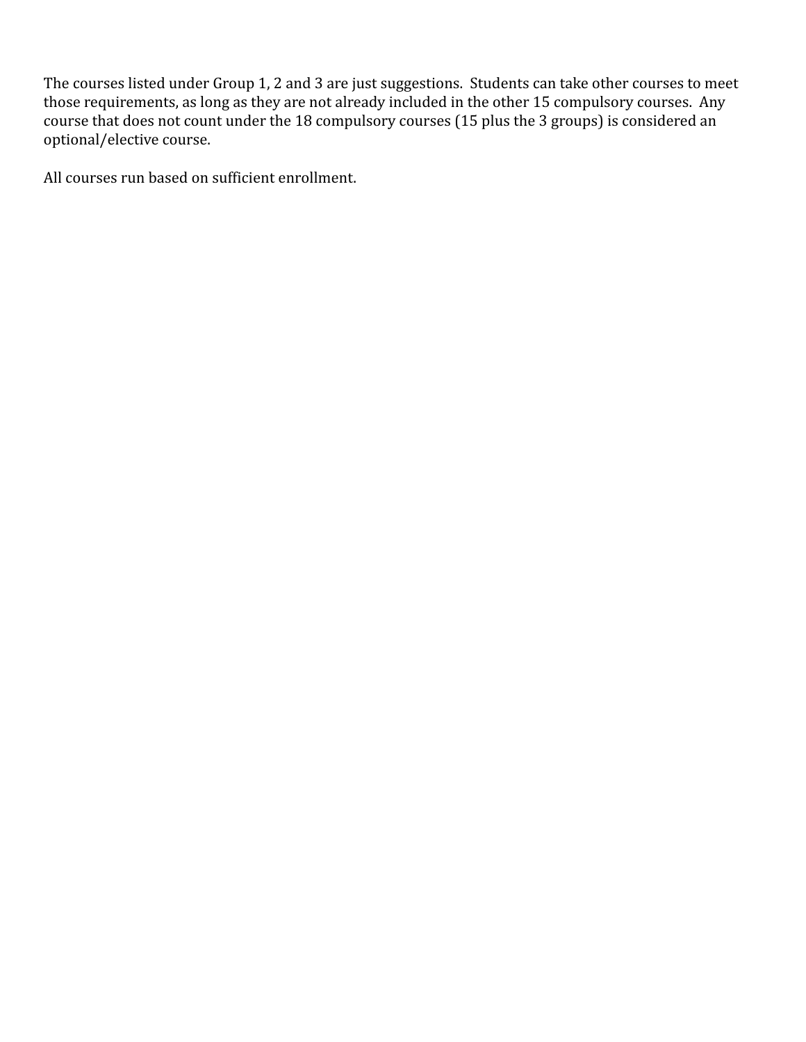The courses listed under Group 1, 2 and 3 are just suggestions. Students can take other courses to meet those requirements, as long as they are not already included in the other 15 compulsory courses. Any course that does not count under the 18 compulsory courses (15 plus the 3 groups) is considered an optional/elective course.

All courses run based on sufficient enrollment.